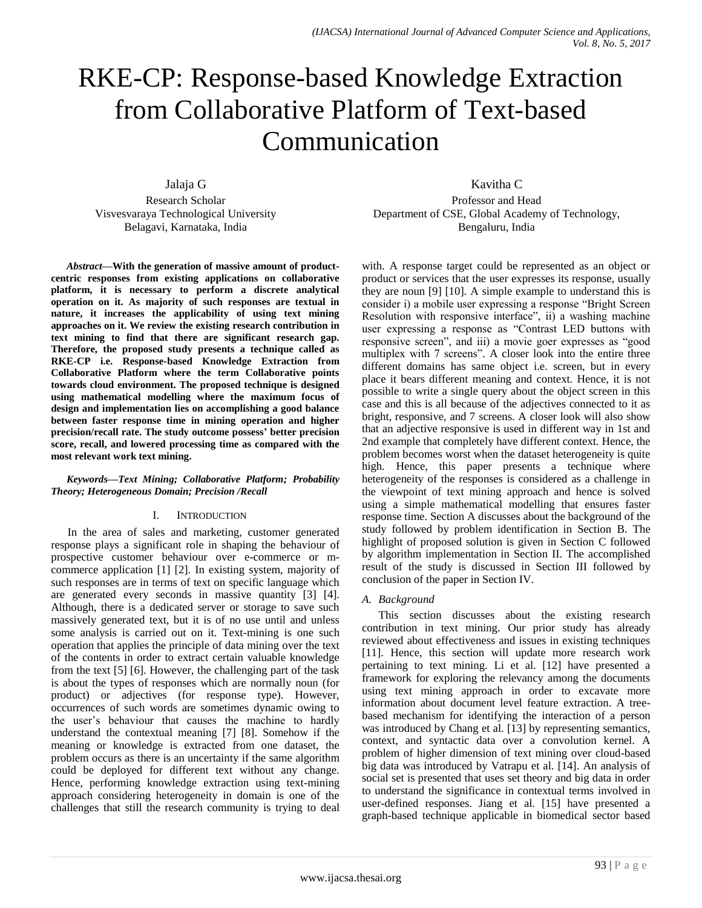# RKE-CP: Response-based Knowledge Extraction from Collaborative Platform of Text-based Communication

Jalaja G
Research Scholar
Visvesvaraya Technological University
Belagavi, Karnataka, India

Kavitha C
Professor and Head
Department of CSE, Global Academy of Technology,
Bengaluru, India

***Abstract*—With the generation of massive amount of product-centric responses from existing applications on collaborative platform, it is necessary to perform a discrete analytical operation on it. As majority of such responses are textual in nature, it increases the applicability of using text mining approaches on it. We review the existing research contribution in text mining to find that there are significant research gap. Therefore, the proposed study presents a technique called as RKE-CP i.e. Response-based Knowledge Extraction from Collaborative Platform where the term Collaborative points towards cloud environment. The proposed technique is designed using mathematical modelling where the maximum focus of design and implementation lies on accomplishing a good balance between faster response time in mining operation and higher precision/recall rate. The study outcome possess' better precision score, recall, and lowered processing time as compared with the most relevant work text mining.**

***Keywords—Text Mining; Collaborative Platform; Probability Theory; Heterogeneous Domain; Precision /Recall***

## I. Introduction

In the area of sales and marketing, customer generated response plays a significant role in shaping the behaviour of prospective customer behaviour over e-commerce or m-commerce application [1] [2]. In existing system, majority of such responses are in terms of text on specific language which are generated every seconds in massive quantity [3] [4]. Although, there is a dedicated server or storage to save such massively generated text, but it is of no use until and unless some analysis is carried out on it. Text-mining is one such operation that applies the principle of data mining over the text of the contents in order to extract certain valuable knowledge from the text [5] [6]. However, the challenging part of the task is about the types of responses which are normally noun (for product) or adjectives (for response type). However, occurrences of such words are sometimes dynamic owing to the user's behaviour that causes the machine to hardly understand the contextual meaning [7] [8]. Somehow if the meaning or knowledge is extracted from one dataset, the problem occurs as there is an uncertainty if the same algorithm could be deployed for different text without any change. Hence, performing knowledge extraction using text-mining approach considering heterogeneity in domain is one of the challenges that still the research community is trying to deal with. A response target could be represented as an object or product or services that the user expresses its response, usually they are noun [9] [10]. A simple example to understand this is consider i) a mobile user expressing a response "Bright Screen Resolution with responsive interface", ii) a washing machine user expressing a response as "Contrast LED buttons with responsive screen", and iii) a movie goer expresses as "good multiplex with 7 screens". A closer look into the entire three different domains has same object i.e. screen, but in every place it bears different meaning and context. Hence, it is not possible to write a single query about the object screen in this case and this is all because of the adjectives connected to it as bright, responsive, and 7 screens. A closer look will also show that an adjective responsive is used in different way in 1st and 2nd example that completely have different context. Hence, the problem becomes worst when the dataset heterogeneity is quite high. Hence, this paper presents a technique where heterogeneity of the responses is considered as a challenge in the viewpoint of text mining approach and hence is solved using a simple mathematical modelling that ensures faster response time. Section A discusses about the background of the study followed by problem identification in Section B. The highlight of proposed solution is given in Section C followed by algorithm implementation in Section II. The accomplished result of the study is discussed in Section III followed by conclusion of the paper in Section IV.

### *A. Background*

This section discusses about the existing research contribution in text mining. Our prior study has already reviewed about effectiveness and issues in existing techniques [11]. Hence, this section will update more research work pertaining to text mining. Li et al. [12] have presented a framework for exploring the relevancy among the documents using text mining approach in order to excavate more information about document level feature extraction. A tree-based mechanism for identifying the interaction of a person was introduced by Chang et al. [13] by representing semantics, context, and syntactic data over a convolution kernel. A problem of higher dimension of text mining over cloud-based big data was introduced by Vatrapu et al. [14]. An analysis of social set is presented that uses set theory and big data in order to understand the significance in contextual terms involved in user-defined responses. Jiang et al. [15] have presented a graph-based technique applicable in biomedical sector based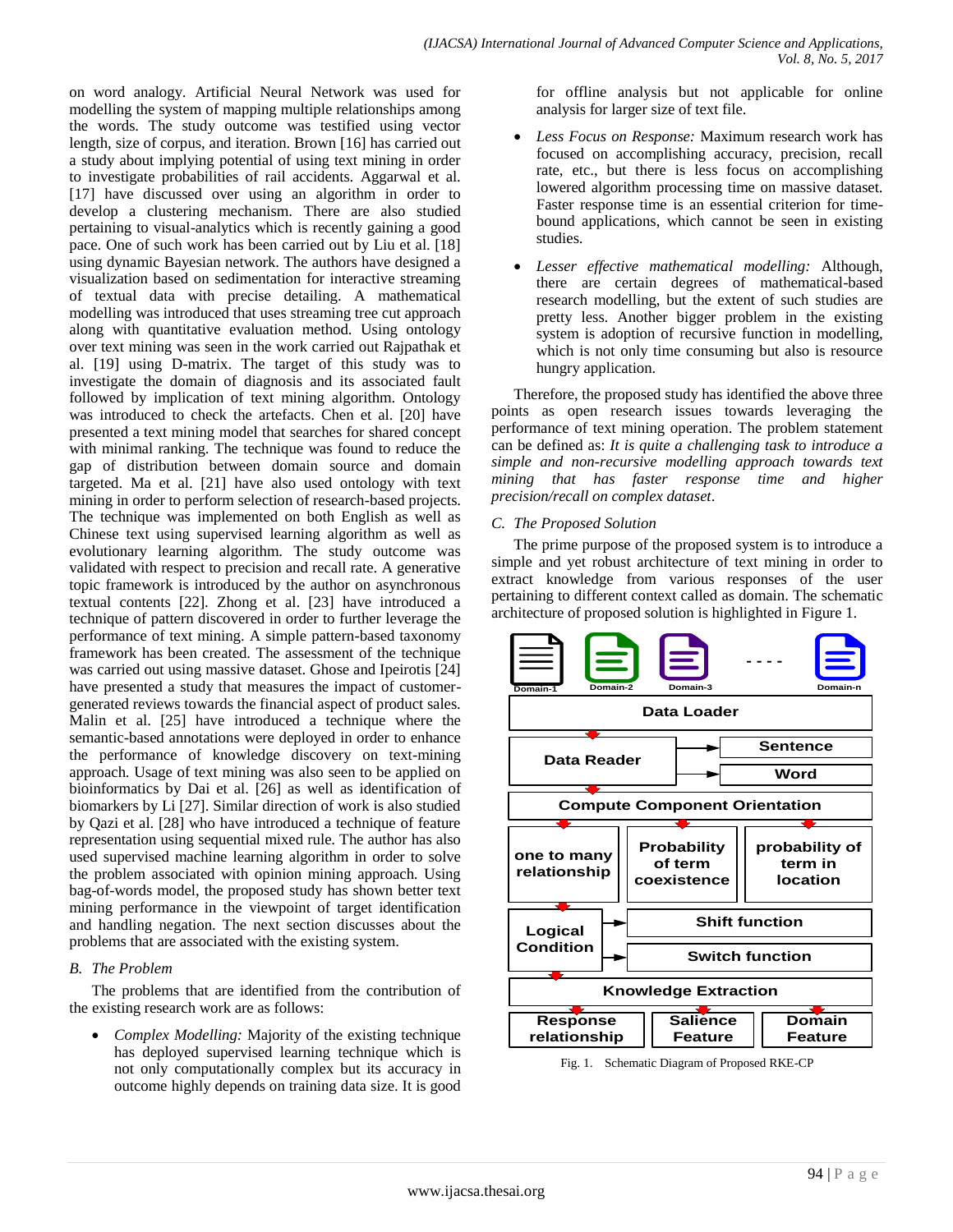on word analogy. Artificial Neural Network was used for modelling the system of mapping multiple relationships among the words. The study outcome was testified using vector length, size of corpus, and iteration. Brown [16] has carried out a study about implying potential of using text mining in order to investigate probabilities of rail accidents. Aggarwal et al. [17] have discussed over using an algorithm in order to develop a clustering mechanism. There are also studied pertaining to visual-analytics which is recently gaining a good pace. One of such work has been carried out by Liu et al. [18] using dynamic Bayesian network. The authors have designed a visualization based on sedimentation for interactive streaming of textual data with precise detailing. A mathematical modelling was introduced that uses streaming tree cut approach along with quantitative evaluation method. Using ontology over text mining was seen in the work carried out Rajpathak et al. [19] using D-matrix. The target of this study was to investigate the domain of diagnosis and its associated fault followed by implication of text mining algorithm. Ontology was introduced to check the artefacts. Chen et al. [20] have presented a text mining model that searches for shared concept with minimal ranking. The technique was found to reduce the gap of distribution between domain source and domain targeted. Ma et al. [21] have also used ontology with text mining in order to perform selection of research-based projects. The technique was implemented on both English as well as Chinese text using supervised learning algorithm as well as evolutionary learning algorithm. The study outcome was validated with respect to precision and recall rate. A generative topic framework is introduced by the author on asynchronous textual contents [22]. Zhong et al. [23] have introduced a technique of pattern discovered in order to further leverage the performance of text mining. A simple pattern-based taxonomy framework has been created. The assessment of the technique was carried out using massive dataset. Ghose and Ipeirotis [24] have presented a study that measures the impact of customer-generated reviews towards the financial aspect of product sales. Malin et al. [25] have introduced a technique where the semantic-based annotations were deployed in order to enhance the performance of knowledge discovery on text-mining approach. Usage of text mining was also seen to be applied on bioinformatics by Dai et al. [26] as well as identification of biomarkers by Li [27]. Similar direction of work is also studied by Qazi et al. [28] who have introduced a technique of feature representation using sequential mixed rule. The author has also used supervised machine learning algorithm in order to solve the problem associated with opinion mining approach. Using bag-of-words model, the proposed study has shown better text mining performance in the viewpoint of target identification and handling negation. The next section discusses about the problems that are associated with the existing system.

## B. The Problem

The problems that are identified from the contribution of the existing research work are as follows:

- *Complex Modelling:* Majority of the existing technique has deployed supervised learning technique which is not only computationally complex but its accuracy in outcome highly depends on training data size. It is good for offline analysis but not applicable for online analysis for larger size of text file.
- *Less Focus on Response:* Maximum research work has focused on accomplishing accuracy, precision, recall rate, etc., but there is less focus on accomplishing lowered algorithm processing time on massive dataset. Faster response time is an essential criterion for time-bound applications, which cannot be seen in existing studies.
- *Lesser effective mathematical modelling:* Although, there are certain degrees of mathematical-based research modelling, but the extent of such studies are pretty less. Another bigger problem in the existing system is adoption of recursive function in modelling, which is not only time consuming but also is resource hungry application.

Therefore, the proposed study has identified the above three points as open research issues towards leveraging the performance of text mining operation. The problem statement can be defined as: *It is quite a challenging task to introduce a simple and non-recursive modelling approach towards text mining that has faster response time and higher precision/recall on complex dataset*.

## C. The Proposed Solution

The prime purpose of the proposed system is to introduce a simple and yet robust architecture of text mining in order to extract knowledge from various responses of the user pertaining to different context called as domain. The schematic architecture of proposed solution is highlighted in Figure 1.

Fig. 1. Schematic Diagram of Proposed RKE-CP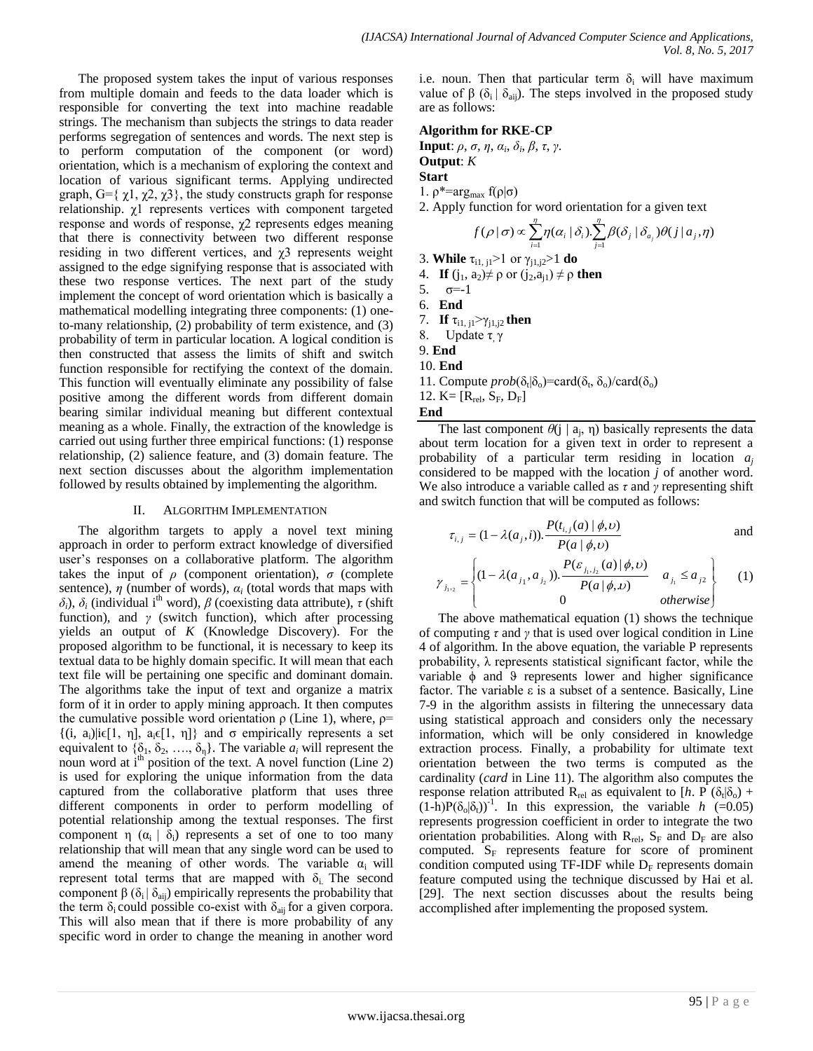The proposed system takes the input of various responses from multiple domain and feeds to the data loader which is responsible for converting the text into machine readable strings. The mechanism than subjects the strings to data reader performs segregation of sentences and words. The next step is to perform computation of the component (or word) orientation, which is a mechanism of exploring the context and location of various significant terms. Applying undirected graph, G={ $\chi1$, $\chi2$, $\chi3$}, the study constructs graph for response relationship. $\chi1$ represents vertices with component targeted response and words of response, $\chi2$ represents edges meaning that there is connectivity between two different response residing in two different vertices, and $\chi3$ represents weight assigned to the edge signifying response that is associated with these two response vertices. The next part of the study implement the concept of word orientation which is basically a mathematical modelling integrating three components: (1) one-to-many relationship, (2) probability of term existence, and (3) probability of term in particular location. A logical condition is then constructed that assess the limits of shift and switch function responsible for rectifying the context of the domain. This function will eventually eliminate any possibility of false positive among the different words from different domain bearing similar individual meaning but different contextual meaning as a whole. Finally, the extraction of the knowledge is carried out using further three empirical functions: (1) response relationship, (2) salience feature, and (3) domain feature. The next section discusses about the algorithm implementation followed by results obtained by implementing the algorithm.

## II. Algorithm Implementation

The algorithm targets to apply a novel text mining approach in order to perform extract knowledge of diversified user's responses on a collaborative platform. The algorithm takes the input of $\rho$ (component orientation), $\sigma$ (complete sentence), $\eta$ (number of words), $\alpha_i$ (total words that maps with $\delta_i$), $\delta_i$ (individual i[th] word), $\beta$ (coexisting data attribute), $\tau$ (shift function), and $\gamma$ (switch function), which after processing yields an output of $K$ (Knowledge Discovery). For the proposed algorithm to be functional, it is necessary to keep its textual data to be highly domain specific. It will mean that each text file will be pertaining one specific and dominant domain. The algorithms take the input of text and organize a matrix form of it in order to apply mining approach. It then computes the cumulative possible word orientation $\rho$ (Line 1), where, $\rho=\{(i, a_i)|i\epsilon[1, \eta], a_i\epsilon[1, \eta]\}$ and $\sigma$ empirically represents a set equivalent to $\{\delta_1, \delta_2, \ldots, \delta_\eta\}$. The variable $a_i$ will represent the noun word at i[th] position of the text. A novel function (Line 2) is used for exploring the unique information from the data captured from the collaborative platform that uses three different components in order to perform modelling of potential relationship among the textual responses. The first component $\eta$ ($\alpha_i$ | $\delta_i$) represents a set of one to too many relationship that will mean that any single word can be used to amend the meaning of other words. The variable $\alpha_i$ will represent total terms that are mapped with $\delta_i$. The second component $\beta$ ($\delta_i$ | $\delta_{aij}$) empirically represents the probability that the term $\delta_i$ could possible co-exist with $\delta_{aij}$ for a given corpora. This will also mean that if there is more probability of any specific word in order to change the meaning in another word i.e. noun. Then that particular term $\delta_i$ will have maximum value of $\beta$ ($\delta_i$ | $\delta_{aij}$). The steps involved in the proposed study are as follows:

**Algorithm for RKE-CP**

**Input**: $\rho$, $\sigma$, $\eta$, $\alpha_i$, $\delta_i$, $\beta$, $\tau$, $\gamma$.
**Output**: $K$
**Start**
1. $\rho^*=\arg_{\max} f(\rho|\sigma)$
2. Apply function for word orientation for a given text

$$f(\rho \mid \sigma) \propto \sum_{i=1}^{\eta} \eta(\alpha_i \mid \delta_i).\sum_{j=1}^{\eta} \beta(\delta_j \mid \delta_{a_j})\theta(j \mid a_j, \eta)$$

3. **While** $\tau_{i1,j1}>1$ or $\gamma_{j1,j2}>1$ **do**
4. **If** $(j_1, a_2)\neq \rho$ or $(j_2,a_{j1}) \neq \rho$ **then**
5. $\sigma$=-1
6. **End**
7. **If** $\tau_{i1,j1}>\gamma_{j1,j2}$ **then**
8. Update $\tau$, $\gamma$
9. **End**
10. **End**
11. Compute $prob(\delta_t|\delta_o)$=card($\delta_t$, $\delta_o$)/card($\delta_o$)
12. K= [$R_{rel}$, $S_F$, $D_F$]

**End**

The last component $\theta$(j | $a_j$, $\eta$) basically represents the data about term location for a given text in order to represent a probability of a particular term residing in location $a_j$ considered to be mapped with the location $j$ of another word. We also introduce a variable called as $\tau$ and $\gamma$ representing shift and switch function that will be computed as follows:

$$\tau_{i,j} = (1-\lambda(a_j, i)).\frac{P(t_{i,j}(a) \mid \phi, \upsilon)}{P(a \mid \phi, \upsilon)} \quad \text{and}$$

$$\gamma_{j_1,2} = \begin{Bmatrix} (1-\lambda(a_{j_1}, a_{j_2})).\dfrac{P(\varepsilon_{j_1,j_2}(a) \mid \phi, \upsilon)}{P(a \mid \phi, \upsilon)} & a_{j_1} \leq a_{j2} \\ 0 & otherwise \end{Bmatrix} \quad (1)$$

The above mathematical equation (1) shows the technique of computing $\tau$ and $\gamma$ that is used over logical condition in Line 4 of algorithm. In the above equation, the variable P represents probability, $\lambda$ represents statistical significant factor, while the variable $\phi$ and $\vartheta$ represents lower and higher significance factor. The variable $\varepsilon$ is a subset of a sentence. Basically, Line 7-9 in the algorithm assists in filtering the unnecessary data using statistical approach and considers only the necessary information, which will be only considered in knowledge extraction process. Finally, a probability for ultimate text orientation between the two terms is computed as the cardinality (*card* in Line 11). The algorithm also computes the response relation attributed $R_{rel}$ as equivalent to [$h$. P ($\delta_t|\delta_o$) + $(1-h)P(\delta_o|\delta_t))^{-1}$. In this expression, the variable $h$ (=0.05) represents progression coefficient in order to integrate the two orientation probabilities. Along with $R_{rel}$, $S_F$ and $D_F$ are also computed. $S_F$ represents feature for score of prominent condition computed using TF-IDF while $D_F$ represents domain feature computed using the technique discussed by Hai et al. [29]. The next section discusses about the results being accomplished after implementing the proposed system.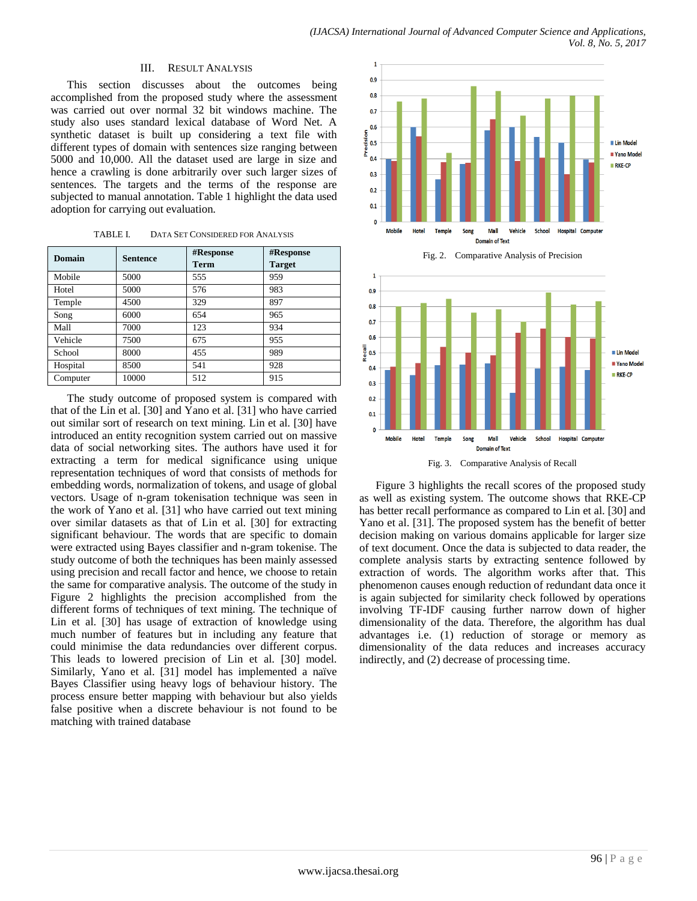## III. Result Analysis

This section discusses about the outcomes being accomplished from the proposed study where the assessment was carried out over normal 32 bit windows machine. The study also uses standard lexical database of Word Net. A synthetic dataset is built up considering a text file with different types of domain with sentences size ranging between 5000 and 10,000. All the dataset used are large in size and hence a crawling is done arbitrarily over such larger sizes of sentences. The targets and the terms of the response are subjected to manual annotation. Table 1 highlight the data used adoption for carrying out evaluation.

TABLE I. Data Set Considered for Analysis

| Domain | Sentence | #Response Term | #Response Target |
|---|---|---|---|
| Mobile | 5000 | 555 | 959 |
| Hotel | 5000 | 576 | 983 |
| Temple | 4500 | 329 | 897 |
| Song | 6000 | 654 | 965 |
| Mall | 7000 | 123 | 934 |
| Vehicle | 7500 | 675 | 955 |
| School | 8000 | 455 | 989 |
| Hospital | 8500 | 541 | 928 |
| Computer | 10000 | 512 | 915 |

The study outcome of proposed system is compared with that of the Lin et al. [30] and Yano et al. [31] who have carried out similar sort of research on text mining. Lin et al. [30] have introduced an entity recognition system carried out on massive data of social networking sites. The authors have used it for extracting a term for medical significance using unique representation techniques of word that consists of methods for embedding words, normalization of tokens, and usage of global vectors. Usage of n-gram tokenisation technique was seen in the work of Yano et al. [31] who have carried out text mining over similar datasets as that of Lin et al. [30] for extracting significant behaviour. The words that are specific to domain were extracted using Bayes classifier and n-gram tokenise. The study outcome of both the techniques has been mainly assessed using precision and recall factor and hence, we choose to retain the same for comparative analysis. The outcome of the study in Figure 2 highlights the precision accomplished from the different forms of techniques of text mining. The technique of Lin et al. [30] has usage of extraction of knowledge using much number of features but in including any feature that could minimise the data redundancies over different corpus. This leads to lowered precision of Lin et al. [30] model. Similarly, Yano et al. [31] model has implemented a naïve Bayes Classifier using heavy logs of behaviour history. The process ensure better mapping with behaviour but also yields false positive when a discrete behaviour is not found to be matching with trained database

Fig. 2. Comparative Analysis of Precision

Fig. 3. Comparative Analysis of Recall

Figure 3 highlights the recall scores of the proposed study as well as existing system. The outcome shows that RKE-CP has better recall performance as compared to Lin et al. [30] and Yano et al. [31]. The proposed system has the benefit of better decision making on various domains applicable for larger size of text document. Once the data is subjected to data reader, the complete analysis starts by extracting sentence followed by extraction of words. The algorithm works after that. This phenomenon causes enough reduction of redundant data once it is again subjected for similarity check followed by operations involving TF-IDF causing further narrow down of higher dimensionality of the data. Therefore, the algorithm has dual advantages i.e. (1) reduction of storage or memory as dimensionality of the data reduces and increases accuracy indirectly, and (2) decrease of processing time.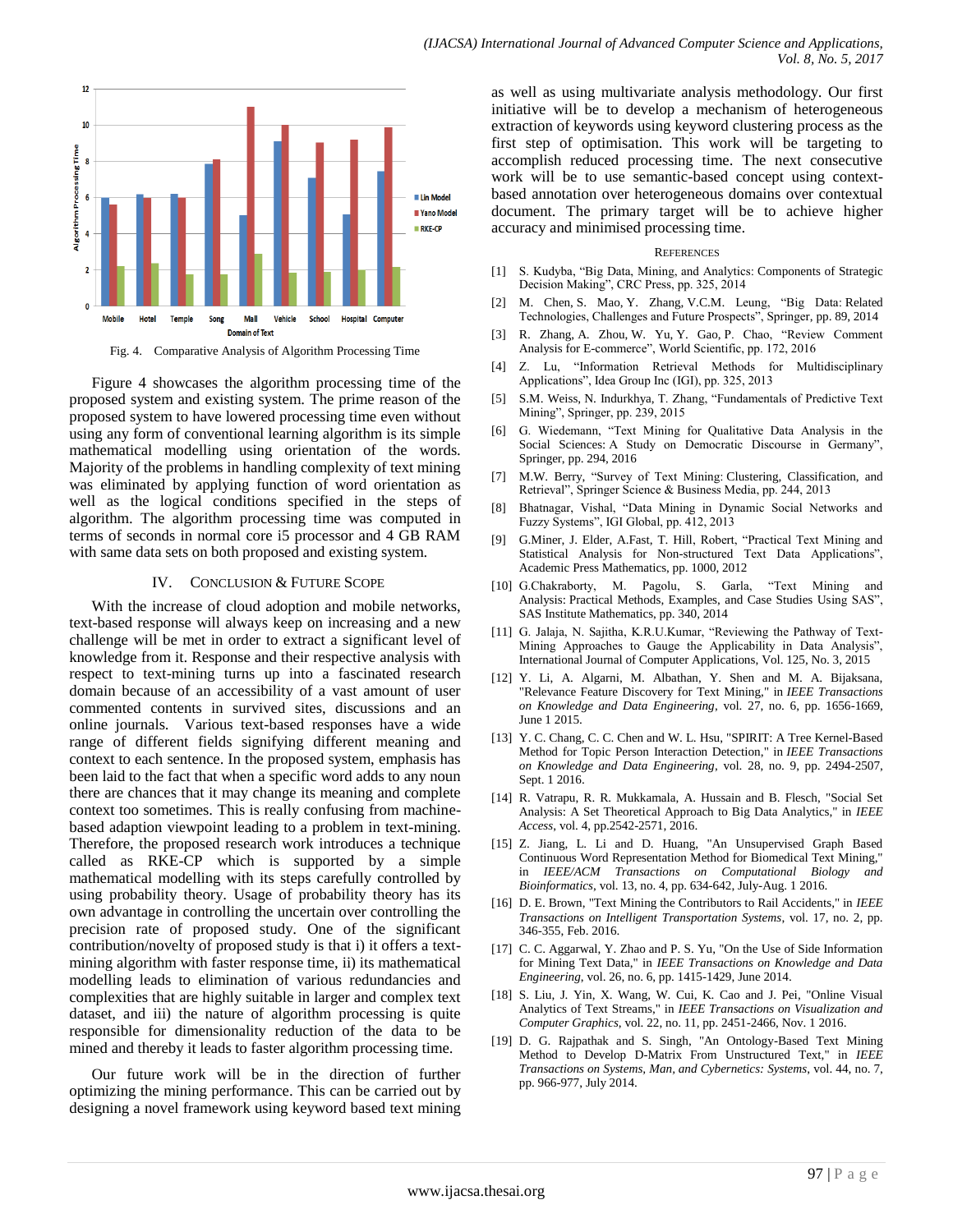Fig. 4. Comparative Analysis of Algorithm Processing Time

Figure 4 showcases the algorithm processing time of the proposed system and existing system. The prime reason of the proposed system to have lowered processing time even without using any form of conventional learning algorithm is its simple mathematical modelling using orientation of the words. Majority of the problems in handling complexity of text mining was eliminated by applying function of word orientation as well as the logical conditions specified in the steps of algorithm. The algorithm processing time was computed in terms of seconds in normal core i5 processor and 4 GB RAM with same data sets on both proposed and existing system.

## IV. Conclusion & Future Scope

With the increase of cloud adoption and mobile networks, text-based response will always keep on increasing and a new challenge will be met in order to extract a significant level of knowledge from it. Response and their respective analysis with respect to text-mining turns up into a fascinated research domain because of an accessibility of a vast amount of user commented contents in survived sites, discussions and an online journals. Various text-based responses have a wide range of different fields signifying different meaning and context to each sentence. In the proposed system, emphasis has been laid to the fact that when a specific word adds to any noun there are chances that it may change its meaning and complete context too sometimes. This is really confusing from machine-based adaption viewpoint leading to a problem in text-mining. Therefore, the proposed research work introduces a technique called as RKE-CP which is supported by a simple mathematical modelling with its steps carefully controlled by using probability theory. Usage of probability theory has its own advantage in controlling the uncertain over controlling the precision rate of proposed study. One of the significant contribution/novelty of proposed study is that i) it offers a text-mining algorithm with faster response time, ii) its mathematical modelling leads to elimination of various redundancies and complexities that are highly suitable in larger and complex text dataset, and iii) the nature of algorithm processing is quite responsible for dimensionality reduction of the data to be mined and thereby it leads to faster algorithm processing time.

Our future work will be in the direction of further optimizing the mining performance. This can be carried out by designing a novel framework using keyword based text mining as well as using multivariate analysis methodology. Our first initiative will be to develop a mechanism of heterogeneous extraction of keywords using keyword clustering process as the first step of optimisation. This work will be targeting to accomplish reduced processing time. The next consecutive work will be to use semantic-based concept using context-based annotation over heterogeneous domains over contextual document. The primary target will be to achieve higher accuracy and minimised processing time.

## References

[1] S. Kudyba, "Big Data, Mining, and Analytics: Components of Strategic Decision Making", CRC Press, pp. 325, 2014

[2] M. Chen, S. Mao, Y. Zhang, V.C.M. Leung, "Big Data: Related Technologies, Challenges and Future Prospects", Springer, pp. 89, 2014

[3] R. Zhang, A. Zhou, W. Yu, Y. Gao, P. Chao, "Review Comment Analysis for E-commerce", World Scientific, pp. 172, 2016

[4] Z. Lu, "Information Retrieval Methods for Multidisciplinary Applications", Idea Group Inc (IGI), pp. 325, 2013

[5] S.M. Weiss, N. Indurkhya, T. Zhang, "Fundamentals of Predictive Text Mining", Springer, pp. 239, 2015

[6] G. Wiedemann, "Text Mining for Qualitative Data Analysis in the Social Sciences: A Study on Democratic Discourse in Germany", Springer, pp. 294, 2016

[7] M.W. Berry, "Survey of Text Mining: Clustering, Classification, and Retrieval", Springer Science & Business Media, pp. 244, 2013

[8] Bhatnagar, Vishal, "Data Mining in Dynamic Social Networks and Fuzzy Systems", IGI Global, pp. 412, 2013

[9] G.Miner, J. Elder, A.Fast, T. Hill, Robert, "Practical Text Mining and Statistical Analysis for Non-structured Text Data Applications", Academic Press Mathematics, pp. 1000, 2012

[10] G.Chakraborty, M. Pagolu, S. Garla, "Text Mining and Analysis: Practical Methods, Examples, and Case Studies Using SAS", SAS Institute Mathematics, pp. 340, 2014

[11] G. Jalaja, N. Sajitha, K.R.U.Kumar, "Reviewing the Pathway of Text-Mining Approaches to Gauge the Applicability in Data Analysis", International Journal of Computer Applications, Vol. 125, No. 3, 2015

[12] Y. Li, A. Algarni, M. Albathan, Y. Shen and M. A. Bijaksana, "Relevance Feature Discovery for Text Mining," in *IEEE Transactions on Knowledge and Data Engineering*, vol. 27, no. 6, pp. 1656-1669, June 1 2015.

[13] Y. C. Chang, C. C. Chen and W. L. Hsu, "SPIRIT: A Tree Kernel-Based Method for Topic Person Interaction Detection," in *IEEE Transactions on Knowledge and Data Engineering*, vol. 28, no. 9, pp. 2494-2507, Sept. 1 2016.

[14] R. Vatrapu, R. R. Mukkamala, A. Hussain and B. Flesch, "Social Set Analysis: A Set Theoretical Approach to Big Data Analytics," in *IEEE Access*, vol. 4, pp.2542-2571, 2016.

[15] Z. Jiang, L. Li and D. Huang, "An Unsupervised Graph Based Continuous Word Representation Method for Biomedical Text Mining," in *IEEE/ACM Transactions on Computational Biology and Bioinformatics*, vol. 13, no. 4, pp. 634-642, July-Aug. 1 2016.

[16] D. E. Brown, "Text Mining the Contributors to Rail Accidents," in *IEEE Transactions on Intelligent Transportation Systems*, vol. 17, no. 2, pp. 346-355, Feb. 2016.

[17] C. C. Aggarwal, Y. Zhao and P. S. Yu, "On the Use of Side Information for Mining Text Data," in *IEEE Transactions on Knowledge and Data Engineering*, vol. 26, no. 6, pp. 1415-1429, June 2014.

[18] S. Liu, J. Yin, X. Wang, W. Cui, K. Cao and J. Pei, "Online Visual Analytics of Text Streams," in *IEEE Transactions on Visualization and Computer Graphics*, vol. 22, no. 11, pp. 2451-2466, Nov. 1 2016.

[19] D. G. Rajpathak and S. Singh, "An Ontology-Based Text Mining Method to Develop D-Matrix From Unstructured Text," in *IEEE Transactions on Systems, Man, and Cybernetics: Systems*, vol. 44, no. 7, pp. 966-977, July 2014.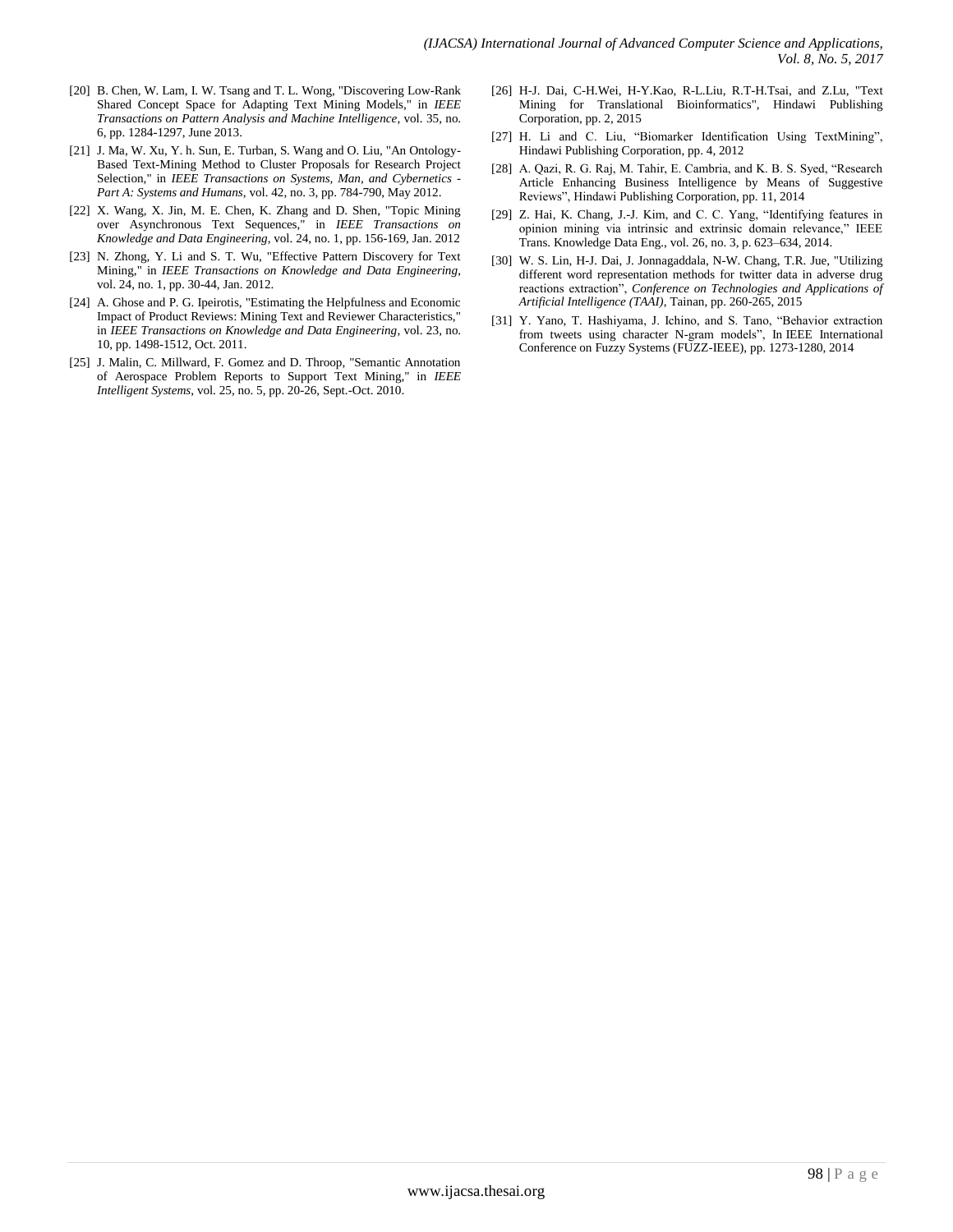[20] B. Chen, W. Lam, I. W. Tsang and T. L. Wong, "Discovering Low-Rank Shared Concept Space for Adapting Text Mining Models," in *IEEE Transactions on Pattern Analysis and Machine Intelligence*, vol. 35, no. 6, pp. 1284-1297, June 2013.

[21] J. Ma, W. Xu, Y. h. Sun, E. Turban, S. Wang and O. Liu, "An Ontology-Based Text-Mining Method to Cluster Proposals for Research Project Selection," in *IEEE Transactions on Systems, Man, and Cybernetics - Part A: Systems and Humans*, vol. 42, no. 3, pp. 784-790, May 2012.

[22] X. Wang, X. Jin, M. E. Chen, K. Zhang and D. Shen, "Topic Mining over Asynchronous Text Sequences," in *IEEE Transactions on Knowledge and Data Engineering*, vol. 24, no. 1, pp. 156-169, Jan. 2012

[23] N. Zhong, Y. Li and S. T. Wu, "Effective Pattern Discovery for Text Mining," in *IEEE Transactions on Knowledge and Data Engineering*, vol. 24, no. 1, pp. 30-44, Jan. 2012.

[24] A. Ghose and P. G. Ipeirotis, "Estimating the Helpfulness and Economic Impact of Product Reviews: Mining Text and Reviewer Characteristics," in *IEEE Transactions on Knowledge and Data Engineering*, vol. 23, no. 10, pp. 1498-1512, Oct. 2011.

[25] J. Malin, C. Millward, F. Gomez and D. Throop, "Semantic Annotation of Aerospace Problem Reports to Support Text Mining," in *IEEE Intelligent Systems*, vol. 25, no. 5, pp. 20-26, Sept.-Oct. 2010.

[26] H-J. Dai, C-H.Wei, H-Y.Kao, R-L.Liu, R.T-H.Tsai, and Z.Lu, "Text Mining for Translational Bioinformatics", Hindawi Publishing Corporation, pp. 2, 2015

[27] H. Li and C. Liu, "Biomarker Identification Using TextMining", Hindawi Publishing Corporation, pp. 4, 2012

[28] A. Qazi, R. G. Raj, M. Tahir, E. Cambria, and K. B. S. Syed, "Research Article Enhancing Business Intelligence by Means of Suggestive Reviews", Hindawi Publishing Corporation, pp. 11, 2014

[29] Z. Hai, K. Chang, J.-J. Kim, and C. C. Yang, "Identifying features in opinion mining via intrinsic and extrinsic domain relevance," IEEE Trans. Knowledge Data Eng., vol. 26, no. 3, p. 623–634, 2014.

[30] W. S. Lin, H-J. Dai, J. Jonnagaddala, N-W. Chang, T.R. Jue, "Utilizing different word representation methods for twitter data in adverse drug reactions extraction", *Conference on Technologies and Applications of Artificial Intelligence (TAAI)*, Tainan, pp. 260-265, 2015

[31] Y. Yano, T. Hashiyama, J. Ichino, and S. Tano, "Behavior extraction from tweets using character N-gram models", In IEEE International Conference on Fuzzy Systems (FUZZ-IEEE), pp. 1273-1280, 2014